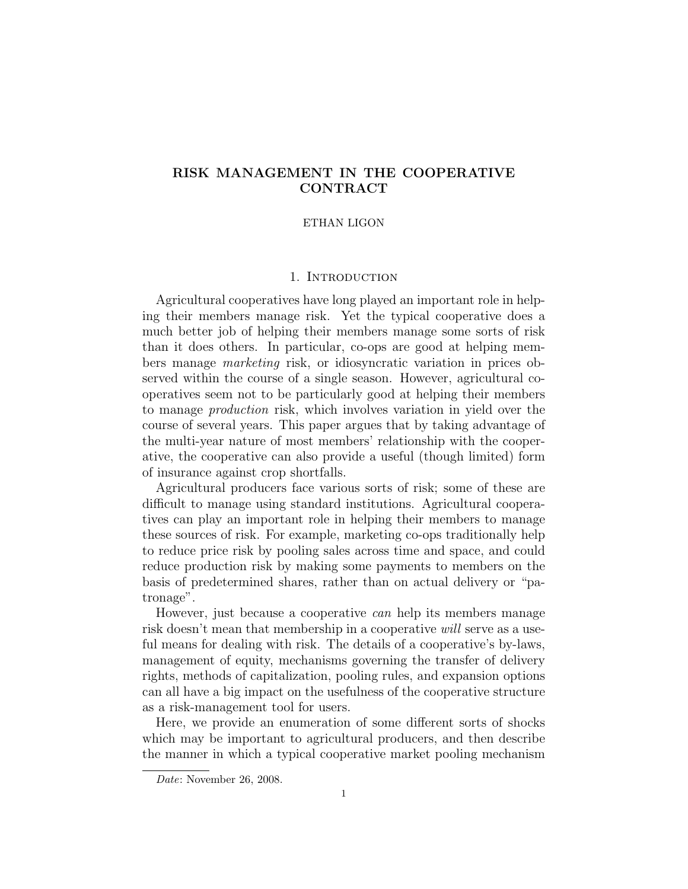# RISK MANAGEMENT IN THE COOPERATIVE CONTRACT

ETHAN LIGON

## 1. Introduction

Agricultural cooperatives have long played an important role in helping their members manage risk. Yet the typical cooperative does a much better job of helping their members manage some sorts of risk than it does others. In particular, co-ops are good at helping members manage *marketing* risk, or idiosyncratic variation in prices observed within the course of a single season. However, agricultural cooperatives seem not to be particularly good at helping their members to manage *production* risk, which involves variation in yield over the course of several years. This paper argues that by taking advantage of the multi-year nature of most members' relationship with the cooperative, the cooperative can also provide a useful (though limited) form of insurance against crop shortfalls.

Agricultural producers face various sorts of risk; some of these are difficult to manage using standard institutions. Agricultural cooperatives can play an important role in helping their members to manage these sources of risk. For example, marketing co-ops traditionally help to reduce price risk by pooling sales across time and space, and could reduce production risk by making some payments to members on the basis of predetermined shares, rather than on actual delivery or "patronage".

However, just because a cooperative *can* help its members manage risk doesn't mean that membership in a cooperative *will* serve as a useful means for dealing with risk. The details of a cooperative's by-laws, management of equity, mechanisms governing the transfer of delivery rights, methods of capitalization, pooling rules, and expansion options can all have a big impact on the usefulness of the cooperative structure as a risk-management tool for users.

Here, we provide an enumeration of some different sorts of shocks which may be important to agricultural producers, and then describe the manner in which a typical cooperative market pooling mechanism

---

*Date*: November 26, 2008.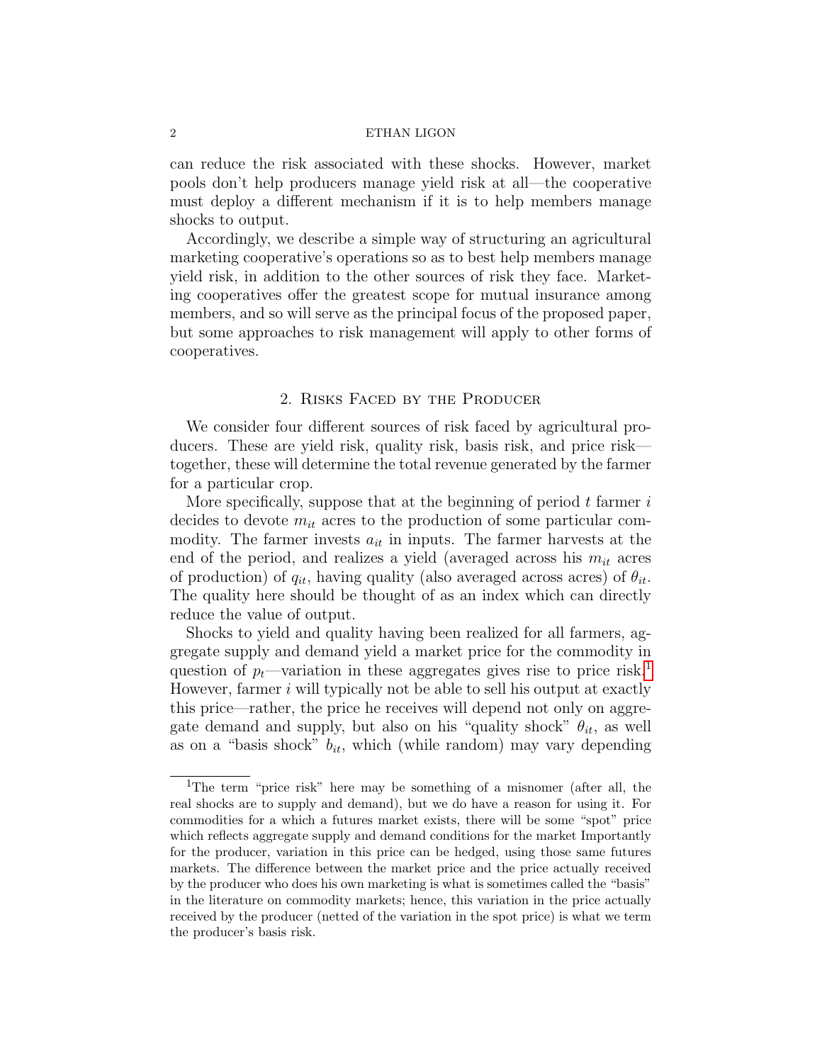can reduce the risk associated with these shocks. However, market pools don't help producers manage yield risk at all—the cooperative must deploy a different mechanism if it is to help members manage shocks to output.

Accordingly, we describe a simple way of structuring an agricultural marketing cooperative's operations so as to best help members manage yield risk, in addition to the other sources of risk they face. Marketing cooperatives offer the greatest scope for mutual insurance among members, and so will serve as the principal focus of the proposed paper, but some approaches to risk management will apply to other forms of cooperatives.

## 2. Risks Faced by the Producer

We consider four different sources of risk faced by agricultural producers. These are yield risk, quality risk, basis risk, and price risk—together, these will determine the total revenue generated by the farmer for a particular crop.

More specifically, suppose that at the beginning of period $t$ farmer $i$ decides to devote $m_{it}$ acres to the production of some particular commodity. The farmer invests $a_{it}$ in inputs. The farmer harvests at the end of the period, and realizes a yield (averaged across his $m_{it}$ acres of production) of $q_{it}$, having quality (also averaged across acres) of $\theta_{it}$. The quality here should be thought of as an index which can directly reduce the value of output.

Shocks to yield and quality having been realized for all farmers, aggregate supply and demand yield a market price for the commodity in question of $p_t$—variation in these aggregates gives rise to price risk.[1] However, farmer $i$ will typically not be able to sell his output at exactly this price—rather, the price he receives will depend not only on aggregate demand and supply, but also on his "quality shock" $\theta_{it}$, as well as on a "basis shock" $b_{it}$, which (while random) may vary depending

---

[1] The term "price risk" here may be something of a misnomer (after all, the real shocks are to supply and demand), but we do have a reason for using it. For commodities for a which a futures market exists, there will be some "spot" price which reflects aggregate supply and demand conditions for the market Importantly for the producer, variation in this price can be hedged, using those same futures markets. The difference between the market price and the price actually received by the producer who does his own marketing is what is sometimes called the "basis" in the literature on commodity markets; hence, this variation in the price actually received by the producer (netted of the variation in the spot price) is what we term the producer's basis risk.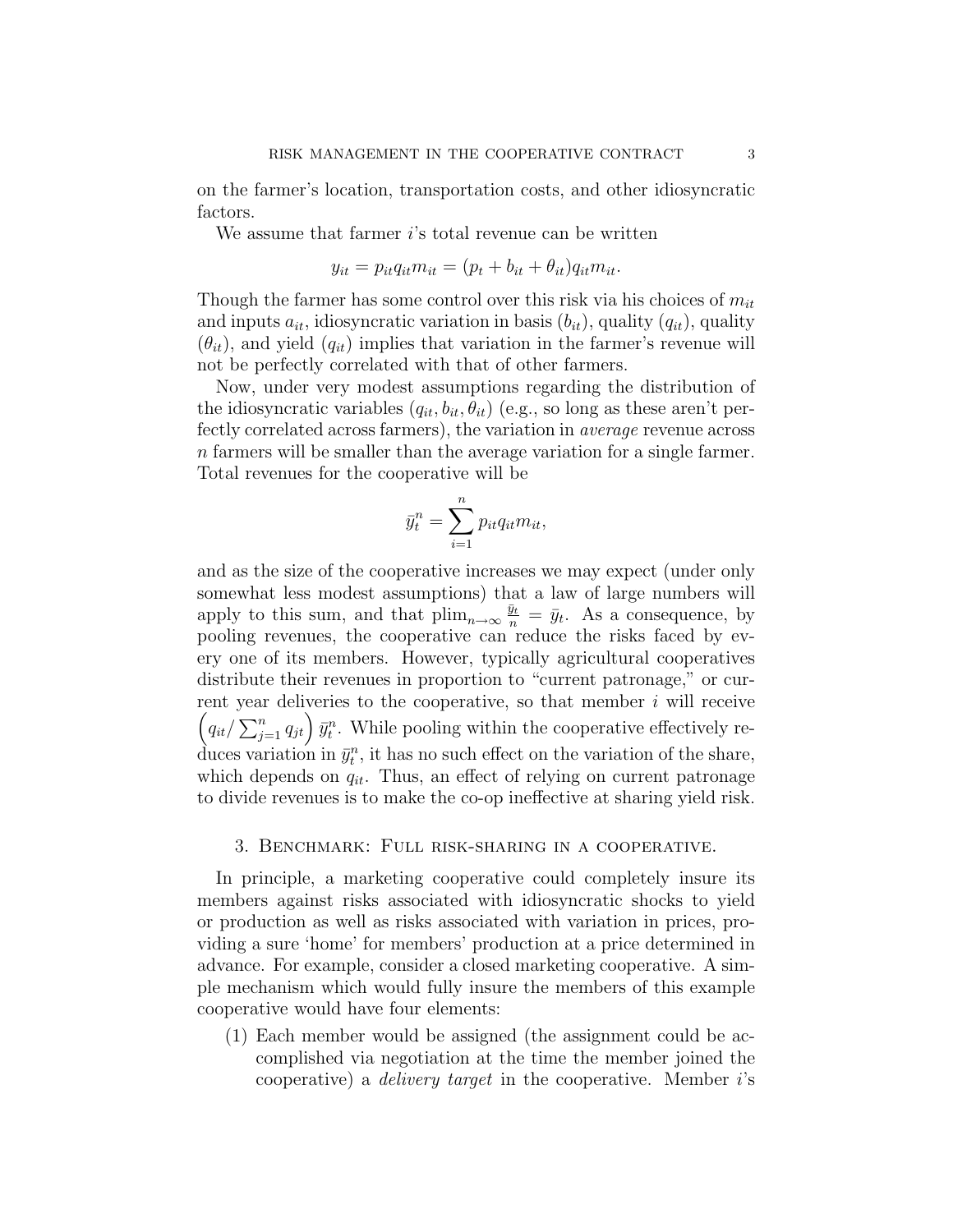on the farmer's location, transportation costs, and other idiosyncratic factors.

We assume that farmer $i$'s total revenue can be written

$$y_{it} = p_{it}q_{it}m_{it} = (p_t + b_{it} + \theta_{it})q_{it}m_{it}.$$

Though the farmer has some control over this risk via his choices of $m_{it}$ and inputs $a_{it}$, idiosyncratic variation in basis ($b_{it}$), quality ($q_{it}$), quality ($\theta_{it}$), and yield ($q_{it}$) implies that variation in the farmer's revenue will not be perfectly correlated with that of other farmers.

Now, under very modest assumptions regarding the distribution of the idiosyncratic variables ($q_{it}, b_{it}, \theta_{it}$) (e.g., so long as these aren't perfectly correlated across farmers), the variation in *average* revenue across $n$ farmers will be smaller than the average variation for a single farmer. Total revenues for the cooperative will be

$$\bar{y}_t^n = \sum_{i=1}^{n} p_{it}q_{it}m_{it},$$

and as the size of the cooperative increases we may expect (under only somewhat less modest assumptions) that a law of large numbers will apply to this sum, and that $\text{plim}_{n\to\infty} \frac{\bar{y}_t}{n} = \bar{y}_t$. As a consequence, by pooling revenues, the cooperative can reduce the risks faced by every one of its members. However, typically agricultural cooperatives distribute their revenues in proportion to "current patronage," or current year deliveries to the cooperative, so that member $i$ will receive $\left(q_{it}/\sum_{j=1}^{n} q_{jt}\right)\bar{y}_t^n$. While pooling within the cooperative effectively reduces variation in $\bar{y}_t^n$, it has no such effect on the variation of the share, which depends on $q_{it}$. Thus, an effect of relying on current patronage to divide revenues is to make the co-op ineffective at sharing yield risk.

## 3. Benchmark: Full risk-sharing in a cooperative.

In principle, a marketing cooperative could completely insure its members against risks associated with idiosyncratic shocks to yield or production as well as risks associated with variation in prices, providing a sure 'home' for members' production at a price determined in advance. For example, consider a closed marketing cooperative. A simple mechanism which would fully insure the members of this example cooperative would have four elements:

1. Each member would be assigned (the assignment could be accomplished via negotiation at the time the member joined the cooperative) a *delivery target* in the cooperative. Member $i$'s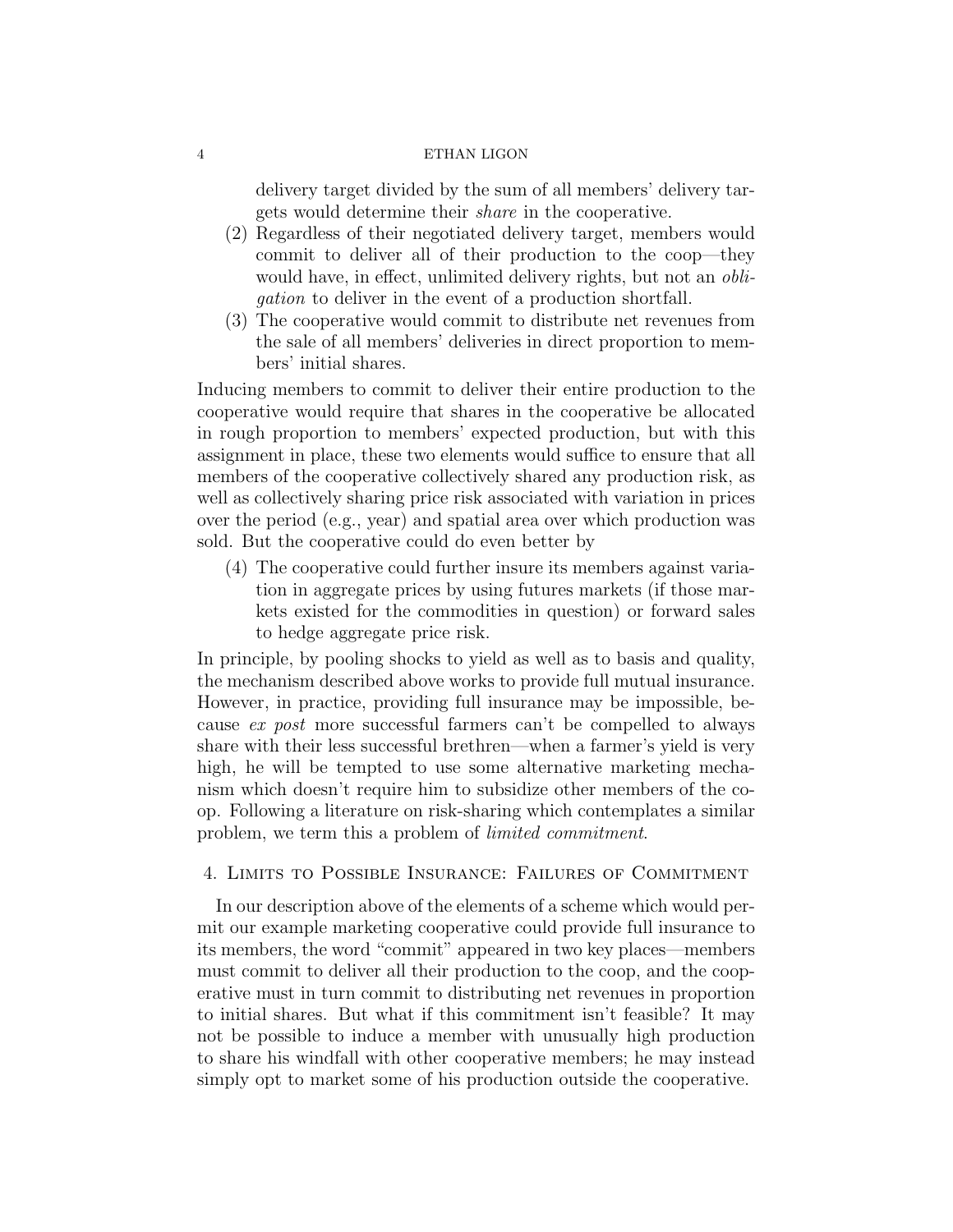delivery target divided by the sum of all members' delivery targets would determine their *share* in the cooperative.

2. Regardless of their negotiated delivery target, members would commit to deliver all of their production to the coop—they would have, in effect, unlimited delivery rights, but not an *obligation* to deliver in the event of a production shortfall.
3. The cooperative would commit to distribute net revenues from the sale of all members' deliveries in direct proportion to members' initial shares.

Inducing members to commit to deliver their entire production to the cooperative would require that shares in the cooperative be allocated in rough proportion to members' expected production, but with this assignment in place, these two elements would suffice to ensure that all members of the cooperative collectively shared any production risk, as well as collectively sharing price risk associated with variation in prices over the period (e.g., year) and spatial area over which production was sold. But the cooperative could do even better by

4. The cooperative could further insure its members against variation in aggregate prices by using futures markets (if those markets existed for the commodities in question) or forward sales to hedge aggregate price risk.

In principle, by pooling shocks to yield as well as to basis and quality, the mechanism described above works to provide full mutual insurance. However, in practice, providing full insurance may be impossible, because *ex post* more successful farmers can't be compelled to always share with their less successful brethren—when a farmer's yield is very high, he will be tempted to use some alternative marketing mechanism which doesn't require him to subsidize other members of the co-op. Following a literature on risk-sharing which contemplates a similar problem, we term this a problem of *limited commitment*.

## 4. Limits to Possible Insurance: Failures of Commitment

In our description above of the elements of a scheme which would permit our example marketing cooperative could provide full insurance to its members, the word "commit" appeared in two key places—members must commit to deliver all their production to the coop, and the cooperative must in turn commit to distributing net revenues in proportion to initial shares. But what if this commitment isn't feasible? It may not be possible to induce a member with unusually high production to share his windfall with other cooperative members; he may instead simply opt to market some of his production outside the cooperative.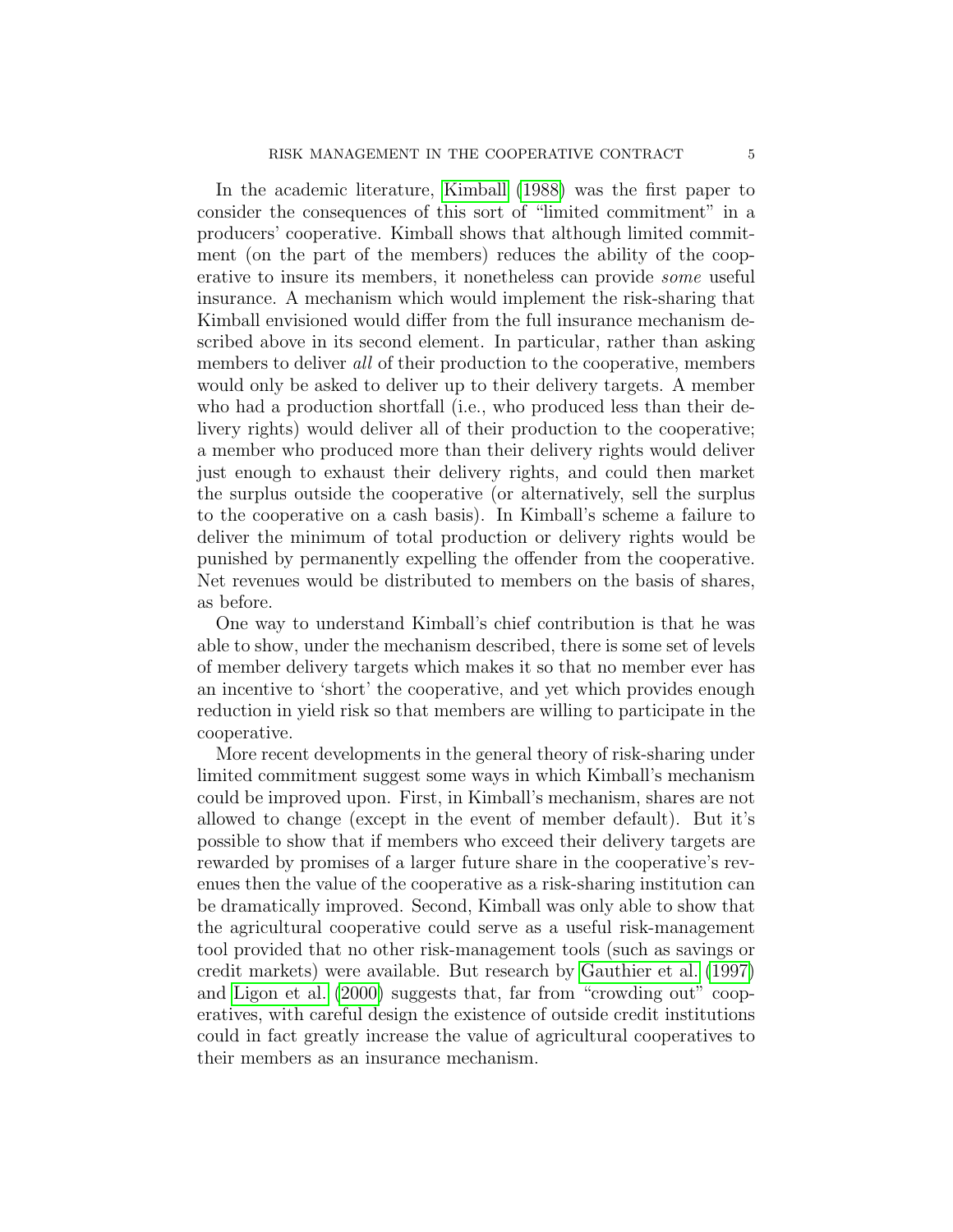In the academic literature, Kimball (1988) was the first paper to consider the consequences of this sort of "limited commitment" in a producers' cooperative. Kimball shows that although limited commitment (on the part of the members) reduces the ability of the cooperative to insure its members, it nonetheless can provide *some* useful insurance. A mechanism which would implement the risk-sharing that Kimball envisioned would differ from the full insurance mechanism described above in its second element. In particular, rather than asking members to deliver *all* of their production to the cooperative, members would only be asked to deliver up to their delivery targets. A member who had a production shortfall (i.e., who produced less than their delivery rights) would deliver all of their production to the cooperative; a member who produced more than their delivery rights would deliver just enough to exhaust their delivery rights, and could then market the surplus outside the cooperative (or alternatively, sell the surplus to the cooperative on a cash basis). In Kimball's scheme a failure to deliver the minimum of total production or delivery rights would be punished by permanently expelling the offender from the cooperative. Net revenues would be distributed to members on the basis of shares, as before.

One way to understand Kimball's chief contribution is that he was able to show, under the mechanism described, there is some set of levels of member delivery targets which makes it so that no member ever has an incentive to 'short' the cooperative, and yet which provides enough reduction in yield risk so that members are willing to participate in the cooperative.

More recent developments in the general theory of risk-sharing under limited commitment suggest some ways in which Kimball's mechanism could be improved upon. First, in Kimball's mechanism, shares are not allowed to change (except in the event of member default). But it's possible to show that if members who exceed their delivery targets are rewarded by promises of a larger future share in the cooperative's revenues then the value of the cooperative as a risk-sharing institution can be dramatically improved. Second, Kimball was only able to show that the agricultural cooperative could serve as a useful risk-management tool provided that no other risk-management tools (such as savings or credit markets) were available. But research by Gauthier et al. (1997) and Ligon et al. (2000) suggests that, far from "crowding out" cooperatives, with careful design the existence of outside credit institutions could in fact greatly increase the value of agricultural cooperatives to their members as an insurance mechanism.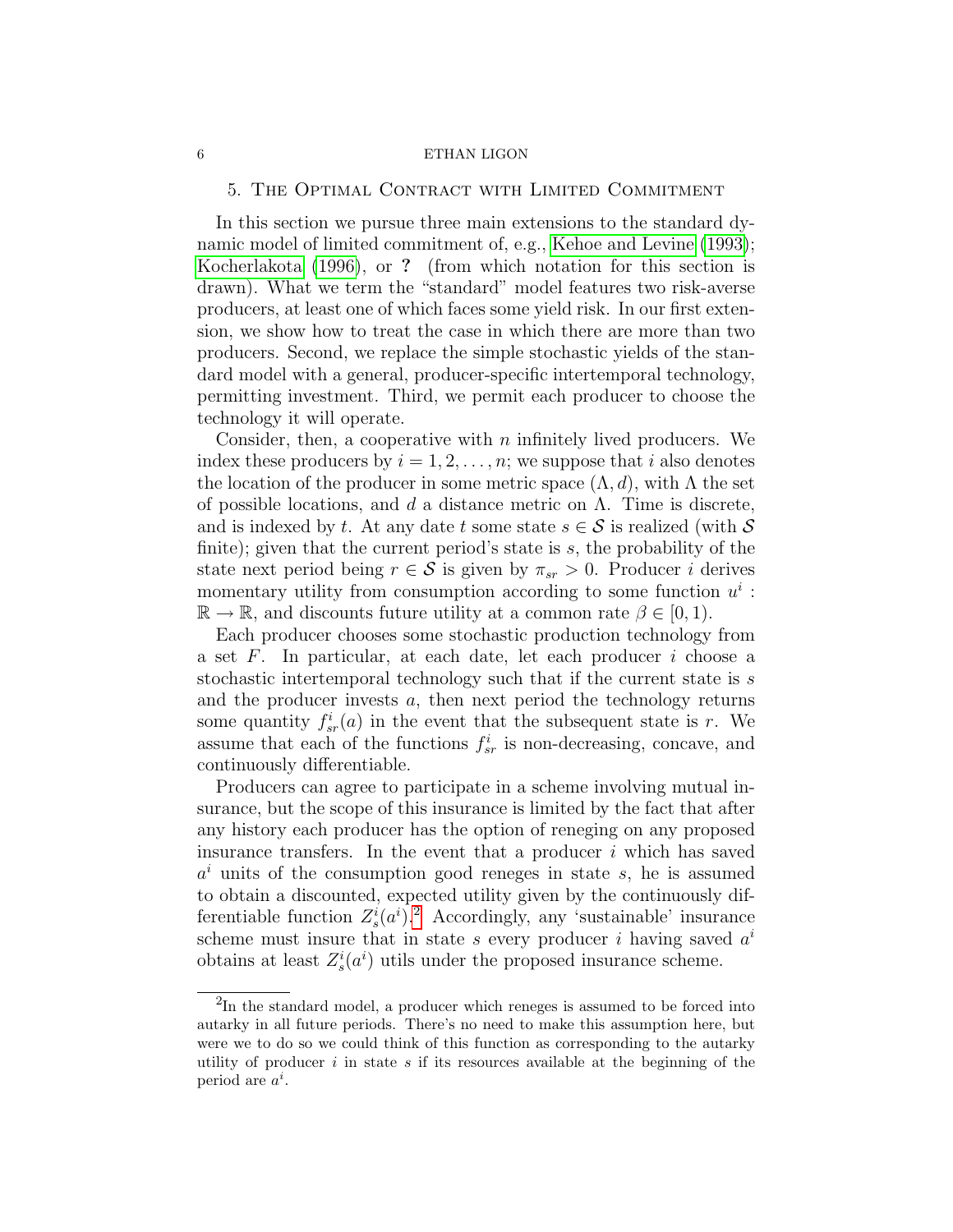## 5. The Optimal Contract with Limited Commitment

In this section we pursue three main extensions to the standard dynamic model of limited commitment of, e.g., Kehoe and Levine (1993); Kocherlakota (1996), or **?** (from which notation for this section is drawn). What we term the "standard" model features two risk-averse producers, at least one of which faces some yield risk. In our first extension, we show how to treat the case in which there are more than two producers. Second, we replace the simple stochastic yields of the standard model with a general, producer-specific intertemporal technology, permitting investment. Third, we permit each producer to choose the technology it will operate.

Consider, then, a cooperative with $n$ infinitely lived producers. We index these producers by $i = 1, 2, \ldots, n$; we suppose that $i$ also denotes the location of the producer in some metric space $(\Lambda, d)$, with $\Lambda$ the set of possible locations, and $d$ a distance metric on $\Lambda$. Time is discrete, and is indexed by $t$. At any date $t$ some state $s \in \mathcal{S}$ is realized (with $\mathcal{S}$ finite); given that the current period's state is $s$, the probability of the state next period being $r \in \mathcal{S}$ is given by $\pi_{sr} > 0$. Producer $i$ derives momentary utility from consumption according to some function $u^i : \mathbb{R} \to \mathbb{R}$, and discounts future utility at a common rate $\beta \in [0, 1)$.

Each producer chooses some stochastic production technology from a set $F$. In particular, at each date, let each producer $i$ choose a stochastic intertemporal technology such that if the current state is $s$ and the producer invests $a$, then next period the technology returns some quantity $f^i_{sr}(a)$ in the event that the subsequent state is $r$. We assume that each of the functions $f^i_{sr}$ is non-decreasing, concave, and continuously differentiable.

Producers can agree to participate in a scheme involving mutual insurance, but the scope of this insurance is limited by the fact that after any history each producer has the option of reneging on any proposed insurance transfers. In the event that a producer $i$ which has saved $a^i$ units of the consumption good reneges in state $s$, he is assumed to obtain a discounted, expected utility given by the continuously differentiable function $Z^i_s(a^i)$.[2] Accordingly, any 'sustainable' insurance scheme must insure that in state $s$ every producer $i$ having saved $a^i$ obtains at least $Z^i_s(a^i)$ utils under the proposed insurance scheme.

[2] In the standard model, a producer which reneges is assumed to be forced into autarky in all future periods. There's no need to make this assumption here, but were we to do so we could think of this function as corresponding to the autarky utility of producer $i$ in state $s$ if its resources available at the beginning of the period are $a^i$.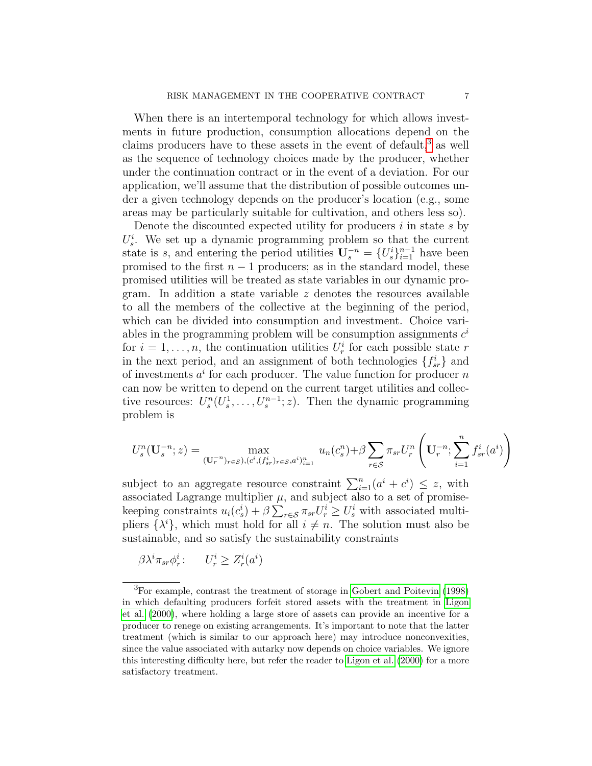When there is an intertemporal technology for which allows investments in future production, consumption allocations depend on the claims producers have to these assets in the event of default,[3] as well as the sequence of technology choices made by the producer, whether under the continuation contract or in the event of a deviation. For our application, we'll assume that the distribution of possible outcomes under a given technology depends on the producer's location (e.g., some areas may be particularly suitable for cultivation, and others less so).

Denote the discounted expected utility for producers $i$ in state $s$ by $U_s^i$. We set up a dynamic programming problem so that the current state is $s$, and entering the period utilities $\mathbf{U}_s^{-n} = \{U_s^i\}_{i=1}^{n-1}$ have been promised to the first $n-1$ producers; as in the standard model, these promised utilities will be treated as state variables in our dynamic program. In addition a state variable $z$ denotes the resources available to all the members of the collective at the beginning of the period, which can be divided into consumption and investment. Choice variables in the programming problem will be consumption assignments $c^i$ for $i = 1, \ldots, n$, the continuation utilities $U_r^i$ for each possible state $r$ in the next period, and an assignment of both technologies $\{f_{sr}^i\}$ and of investments $a^i$ for each producer. The value function for producer $n$ can now be written to depend on the current target utilities and collective resources: $U_s^n(U_s^1, \ldots, U_s^{n-1}; z)$. Then the dynamic programming problem is

$$U_s^n(\mathbf{U}_s^{-n}; z) = \max_{(\mathbf{U}_r^{-n})_{r \in \mathcal{S}}, (c^i, (f_{sr}^i)_{r \in \mathcal{S}}, a^i)_{i=1}^n} u_n(c_s^n) + \beta \sum_{r \in \mathcal{S}} \pi_{sr} U_r^n \left( \mathbf{U}_r^{-n}; \sum_{i=1}^n f_{sr}^i(a^i) \right)$$

subject to an aggregate resource constraint $\sum_{i=1}^n (a^i + c^i) \leq z$, with associated Lagrange multiplier $\mu$, and subject also to a set of promise-keeping constraints $u_i(c_s^i) + \beta \sum_{r \in \mathcal{S}} \pi_{sr} U_r^i \geq U_s^i$ with associated multipliers $\{\lambda^i\}$, which must hold for all $i \neq n$. The solution must also be sustainable, and so satisfy the sustainability constraints

$$\beta \lambda^i \pi_{sr} \phi_r^i: \qquad U_r^i \geq Z_r^i(a^i)$$

[3] For example, contrast the treatment of storage in Gobert and Poitevin (1998) in which defaulting producers forfeit stored assets with the treatment in Ligon et al. (2000), where holding a large store of assets can provide an incentive for a producer to renege on existing arrangements. It's important to note that the latter treatment (which is similar to our approach here) may introduce nonconvexities, since the value associated with autarky now depends on choice variables. We ignore this interesting difficulty here, but refer the reader to Ligon et al. (2000) for a more satisfactory treatment.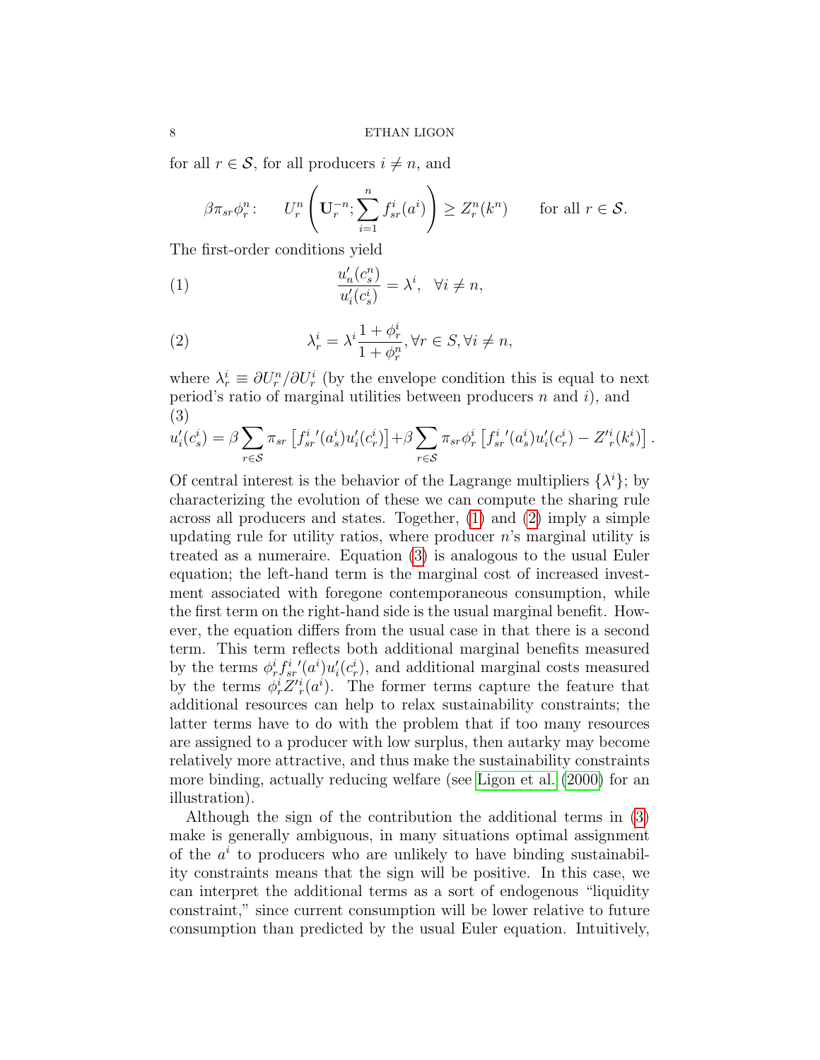for all $r \in \mathcal{S}$, for all producers $i \neq n$, and

$$\beta\pi_{sr}\phi_r^n: \qquad U_r^n\left(\mathbf{U}_r^{-n}; \sum_{i=1}^n f_{sr}^i(a^i)\right) \geq Z_r^n(k^n) \qquad \text{for all } r \in \mathcal{S}.$$

The first-order conditions yield

$$\frac{u_n'(c_s^n)}{u_i'(c_s^i)} = \lambda^i, \quad \forall i \neq n, \tag{1}$$

$$\lambda_r^i = \lambda^i \frac{1+\phi_r^i}{1+\phi_r^n}, \forall r \in S, \forall i \neq n, \tag{2}$$

where $\lambda_r^i \equiv \partial U_r^n / \partial U_r^i$ (by the envelope condition this is equal to next period's ratio of marginal utilities between producers $n$ and $i$), and

$$u_i'(c_s^i) = \beta \sum_{r\in\mathcal{S}} \pi_{sr}\left[{f_{sr}^i}'(a_s^i)u_i'(c_r^i)\right] + \beta\sum_{r\in\mathcal{S}}\pi_{sr}\phi_r^i\left[{f_{sr}^i}'(a_s^i)u_i'(c_r^i) - {Z'}_r^i(k_s^i)\right]. \tag{3}$$

Of central interest is the behavior of the Lagrange multipliers $\{\lambda^i\}$; by characterizing the evolution of these we can compute the sharing rule across all producers and states. Together, (1) and (2) imply a simple updating rule for utility ratios, where producer $n$'s marginal utility is treated as a numeraire. Equation (3) is analogous to the usual Euler equation; the left-hand term is the marginal cost of increased investment associated with foregone contemporaneous consumption, while the first term on the right-hand side is the usual marginal benefit. However, the equation differs from the usual case in that there is a second term. This term reflects both additional marginal benefits measured by the terms $\phi_r^i {f_{sr}^i}'(a^i)u_i'(c_r^i)$, and additional marginal costs measured by the terms $\phi_r^i {Z'}_r^i(a^i)$. The former terms capture the feature that additional resources can help to relax sustainability constraints; the latter terms have to do with the problem that if too many resources are assigned to a producer with low surplus, then autarky may become relatively more attractive, and thus make the sustainability constraints more binding, actually reducing welfare (see Ligon et al. (2000) for an illustration).

Although the sign of the contribution the additional terms in (3) make is generally ambiguous, in many situations optimal assignment of the $a^i$ to producers who are unlikely to have binding sustainability constraints means that the sign will be positive. In this case, we can interpret the additional terms as a sort of endogenous "liquidity constraint," since current consumption will be lower relative to future consumption than predicted by the usual Euler equation. Intuitively,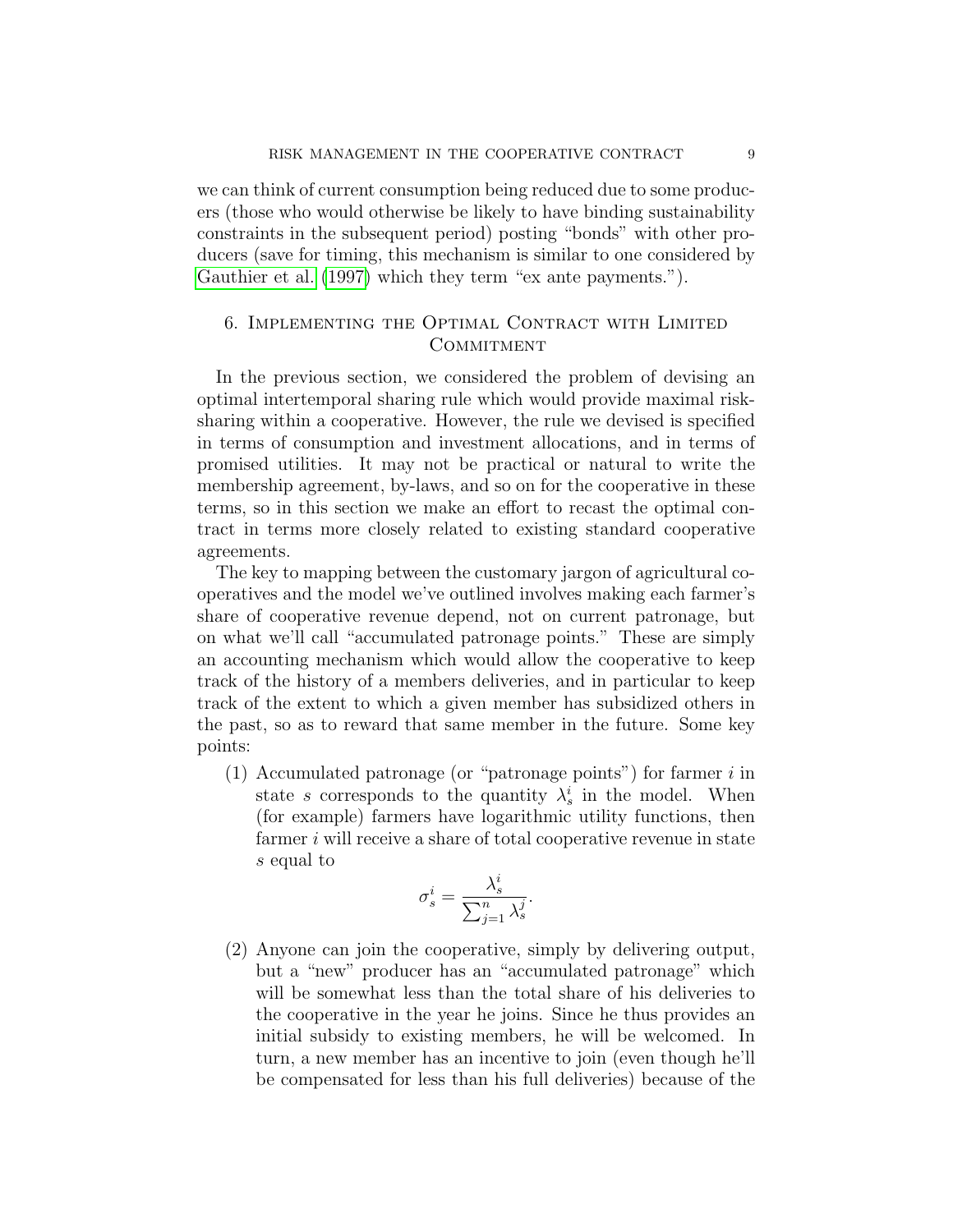we can think of current consumption being reduced due to some producers (those who would otherwise be likely to have binding sustainability constraints in the subsequent period) posting "bonds" with other producers (save for timing, this mechanism is similar to one considered by Gauthier et al. (1997) which they term "ex ante payments.").

## 6. Implementing the Optimal Contract with Limited Commitment

In the previous section, we considered the problem of devising an optimal intertemporal sharing rule which would provide maximal risk-sharing within a cooperative. However, the rule we devised is specified in terms of consumption and investment allocations, and in terms of promised utilities. It may not be practical or natural to write the membership agreement, by-laws, and so on for the cooperative in these terms, so in this section we make an effort to recast the optimal contract in terms more closely related to existing standard cooperative agreements.

The key to mapping between the customary jargon of agricultural cooperatives and the model we've outlined involves making each farmer's share of cooperative revenue depend, not on current patronage, but on what we'll call "accumulated patronage points." These are simply an accounting mechanism which would allow the cooperative to keep track of the history of a members deliveries, and in particular to keep track of the extent to which a given member has subsidized others in the past, so as to reward that same member in the future. Some key points:

(1) Accumulated patronage (or "patronage points") for farmer $i$ in state $s$ corresponds to the quantity $\lambda_s^i$ in the model. When (for example) farmers have logarithmic utility functions, then farmer $i$ will receive a share of total cooperative revenue in state $s$ equal to

$$\sigma_s^i = \frac{\lambda_s^i}{\sum_{j=1}^{n} \lambda_s^j}.$$

(2) Anyone can join the cooperative, simply by delivering output, but a "new" producer has an "accumulated patronage" which will be somewhat less than the total share of his deliveries to the cooperative in the year he joins. Since he thus provides an initial subsidy to existing members, he will be welcomed. In turn, a new member has an incentive to join (even though he'll be compensated for less than his full deliveries) because of the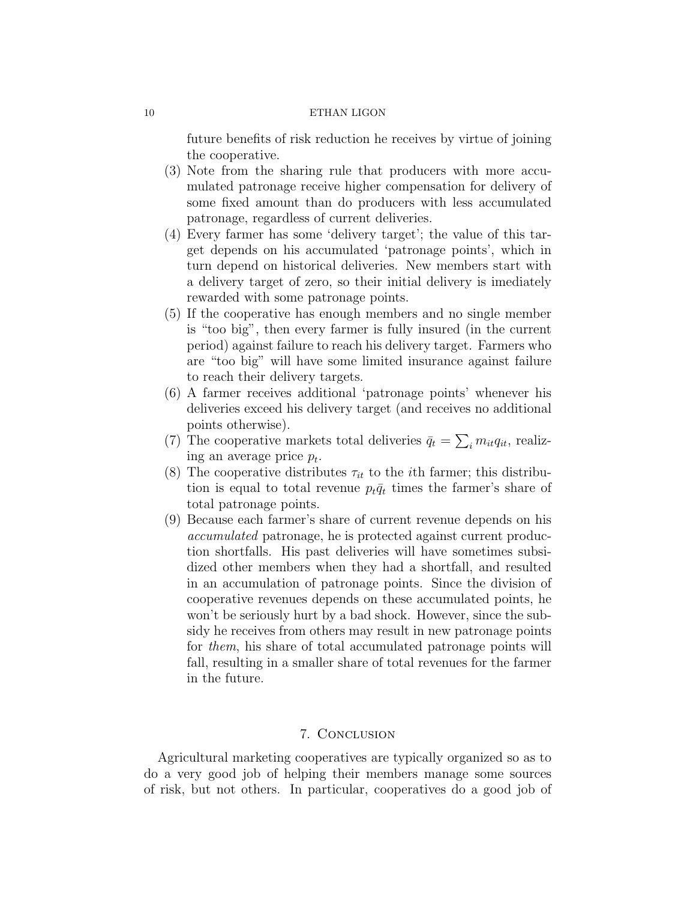future benefits of risk reduction he receives by virtue of joining the cooperative.

(3) Note from the sharing rule that producers with more accumulated patronage receive higher compensation for delivery of some fixed amount than do producers with less accumulated patronage, regardless of current deliveries.
(4) Every farmer has some 'delivery target'; the value of this target depends on his accumulated 'patronage points', which in turn depend on historical deliveries. New members start with a delivery target of zero, so their initial delivery is imediately rewarded with some patronage points.
(5) If the cooperative has enough members and no single member is "too big", then every farmer is fully insured (in the current period) against failure to reach his delivery target. Farmers who are "too big" will have some limited insurance against failure to reach their delivery targets.
(6) A farmer receives additional 'patronage points' whenever his deliveries exceed his delivery target (and receives no additional points otherwise).
(7) The cooperative markets total deliveries $\bar{q}_t = \sum_i m_{it} q_{it}$, realizing an average price $p_t$.
(8) The cooperative distributes $\tau_{it}$ to the $i$th farmer; this distribution is equal to total revenue $p_t \bar{q}_t$ times the farmer's share of total patronage points.
(9) Because each farmer's share of current revenue depends on his *accumulated* patronage, he is protected against current production shortfalls. His past deliveries will have sometimes subsidized other members when they had a shortfall, and resulted in an accumulation of patronage points. Since the division of cooperative revenues depends on these accumulated points, he won't be seriously hurt by a bad shock. However, since the subsidy he receives from others may result in new patronage points for *them*, his share of total accumulated patronage points will fall, resulting in a smaller share of total revenues for the farmer in the future.

## 7. Conclusion

Agricultural marketing cooperatives are typically organized so as to do a very good job of helping their members manage some sources of risk, but not others. In particular, cooperatives do a good job of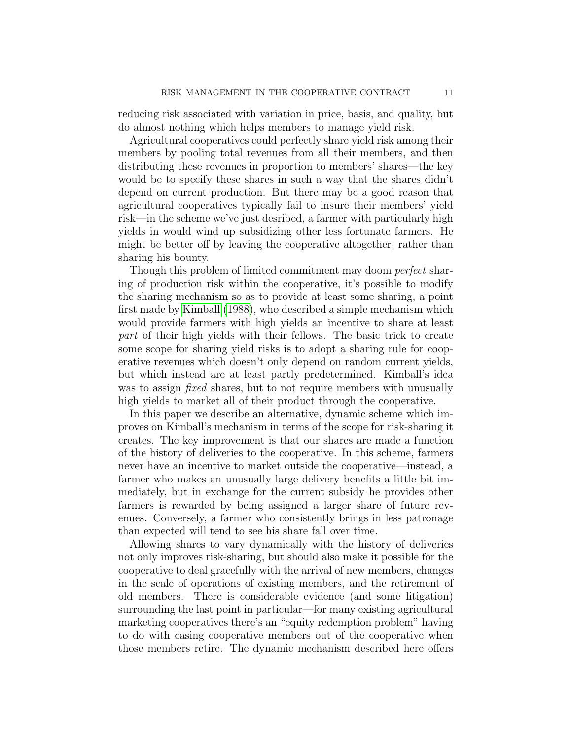reducing risk associated with variation in price, basis, and quality, but do almost nothing which helps members to manage yield risk.

Agricultural cooperatives could perfectly share yield risk among their members by pooling total revenues from all their members, and then distributing these revenues in proportion to members' shares—the key would be to specify these shares in such a way that the shares didn't depend on current production. But there may be a good reason that agricultural cooperatives typically fail to insure their members' yield risk—in the scheme we've just desribed, a farmer with particularly high yields in would wind up subsidizing other less fortunate farmers. He might be better off by leaving the cooperative altogether, rather than sharing his bounty.

Though this problem of limited commitment may doom *perfect* sharing of production risk within the cooperative, it's possible to modify the sharing mechanism so as to provide at least some sharing, a point first made by Kimball (1988), who described a simple mechanism which would provide farmers with high yields an incentive to share at least *part* of their high yields with their fellows. The basic trick to create some scope for sharing yield risks is to adopt a sharing rule for cooperative revenues which doesn't only depend on random current yields, but which instead are at least partly predetermined. Kimball's idea was to assign *fixed* shares, but to not require members with unusually high yields to market all of their product through the cooperative.

In this paper we describe an alternative, dynamic scheme which improves on Kimball's mechanism in terms of the scope for risk-sharing it creates. The key improvement is that our shares are made a function of the history of deliveries to the cooperative. In this scheme, farmers never have an incentive to market outside the cooperative—instead, a farmer who makes an unusually large delivery benefits a little bit immediately, but in exchange for the current subsidy he provides other farmers is rewarded by being assigned a larger share of future revenues. Conversely, a farmer who consistently brings in less patronage than expected will tend to see his share fall over time.

Allowing shares to vary dynamically with the history of deliveries not only improves risk-sharing, but should also make it possible for the cooperative to deal gracefully with the arrival of new members, changes in the scale of operations of existing members, and the retirement of old members. There is considerable evidence (and some litigation) surrounding the last point in particular—for many existing agricultural marketing cooperatives there's an "equity redemption problem" having to do with easing cooperative members out of the cooperative when those members retire. The dynamic mechanism described here offers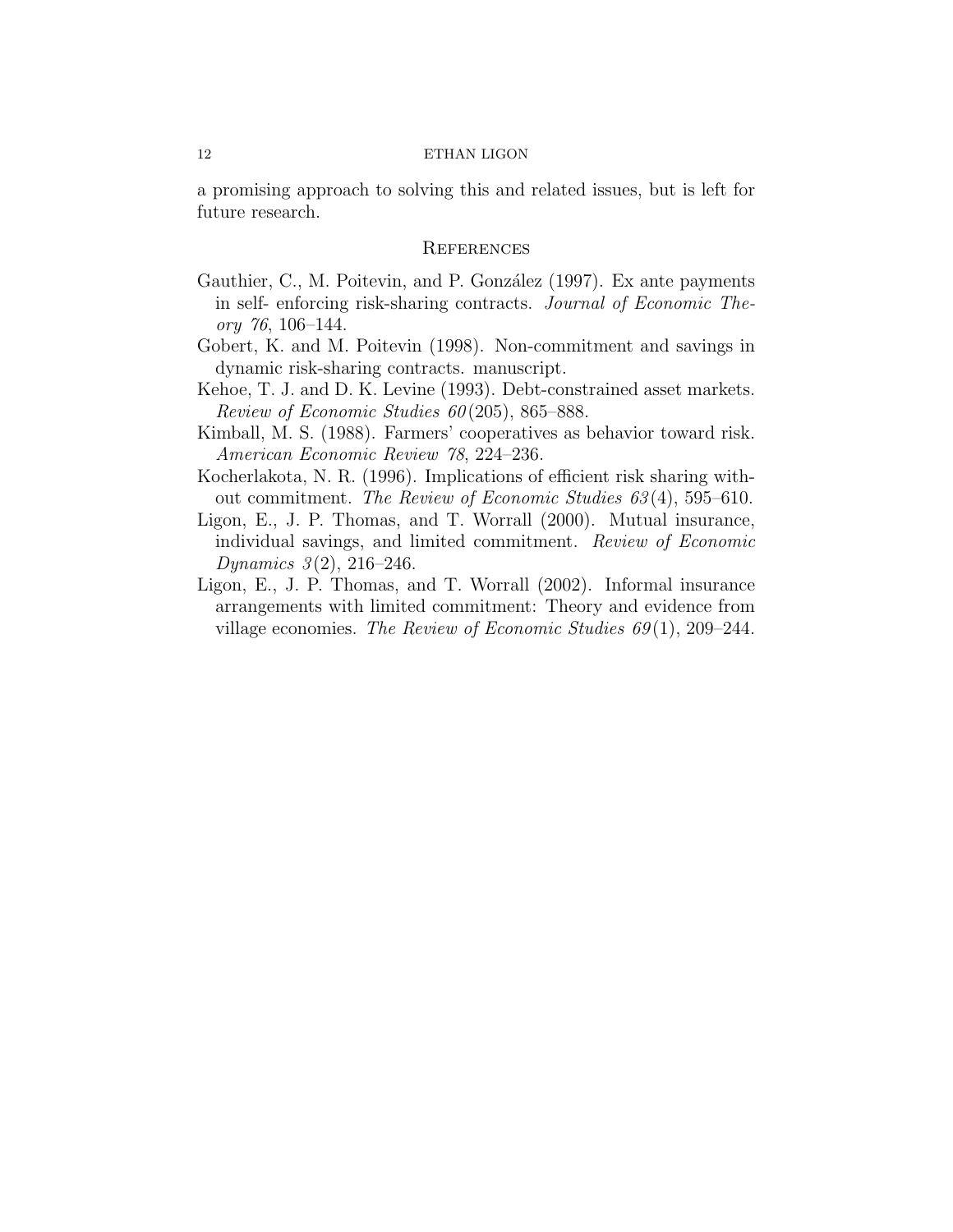a promising approach to solving this and related issues, but is left for future research.

## References

Gauthier, C., M. Poitevin, and P. González (1997). Ex ante payments in self- enforcing risk-sharing contracts. *Journal of Economic Theory 76*, 106–144.

Gobert, K. and M. Poitevin (1998). Non-commitment and savings in dynamic risk-sharing contracts. manuscript.

Kehoe, T. J. and D. K. Levine (1993). Debt-constrained asset markets. *Review of Economic Studies 60*(205), 865–888.

Kimball, M. S. (1988). Farmers' cooperatives as behavior toward risk. *American Economic Review 78*, 224–236.

Kocherlakota, N. R. (1996). Implications of efficient risk sharing without commitment. *The Review of Economic Studies 63*(4), 595–610.

Ligon, E., J. P. Thomas, and T. Worrall (2000). Mutual insurance, individual savings, and limited commitment. *Review of Economic Dynamics 3*(2), 216–246.

Ligon, E., J. P. Thomas, and T. Worrall (2002). Informal insurance arrangements with limited commitment: Theory and evidence from village economies. *The Review of Economic Studies 69*(1), 209–244.